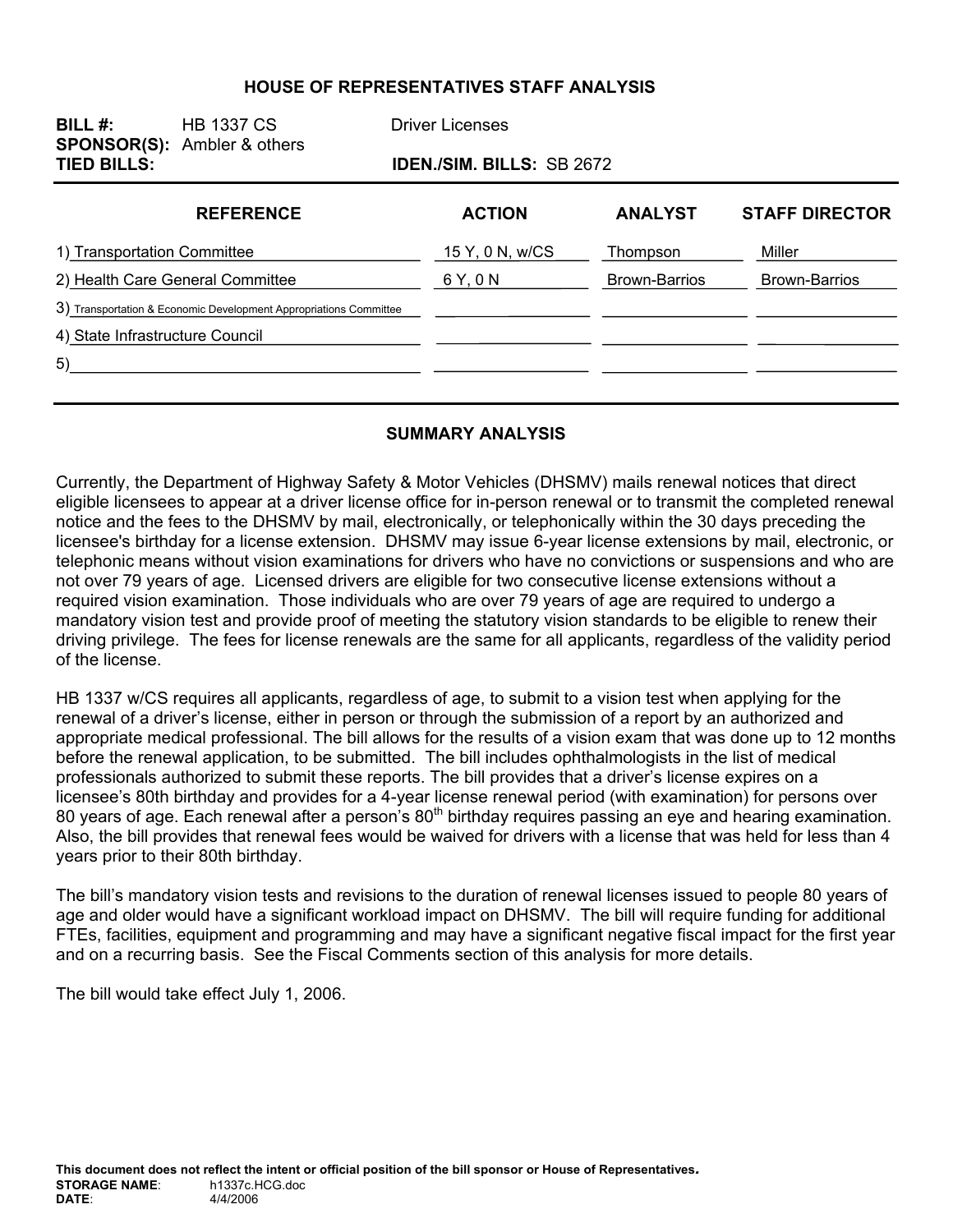# HOUSE OF REPRESENTATIVES STAFF ANALYSIS

**BILL #:** HB 1337 CS Driver Licenses
**SPONSOR(S):** Ambler & others
**TIED BILLS:** **IDEN./SIM. BILLS:** SB 2672

| REFERENCE | ACTION | ANALYST | STAFF DIRECTOR |
|---|---|---|---|
| 1) Transportation Committee | 15 Y, 0 N, w/CS | Thompson | Miller |
| 2) Health Care General Committee | 6 Y, 0 N | Brown-Barrios | Brown-Barrios |
| 3) Transportation & Economic Development Appropriations Committee | | | |
| 4) State Infrastructure Council | | | |
| 5) | | | |

## SUMMARY ANALYSIS

Currently, the Department of Highway Safety & Motor Vehicles (DHSMV) mails renewal notices that direct eligible licensees to appear at a driver license office for in-person renewal or to transmit the completed renewal notice and the fees to the DHSMV by mail, electronically, or telephonically within the 30 days preceding the licensee's birthday for a license extension. DHSMV may issue 6-year license extensions by mail, electronic, or telephonic means without vision examinations for drivers who have no convictions or suspensions and who are not over 79 years of age. Licensed drivers are eligible for two consecutive license extensions without a required vision examination. Those individuals who are over 79 years of age are required to undergo a mandatory vision test and provide proof of meeting the statutory vision standards to be eligible to renew their driving privilege. The fees for license renewals are the same for all applicants, regardless of the validity period of the license.

HB 1337 w/CS requires all applicants, regardless of age, to submit to a vision test when applying for the renewal of a driver's license, either in person or through the submission of a report by an authorized and appropriate medical professional. The bill allows for the results of a vision exam that was done up to 12 months before the renewal application, to be submitted. The bill includes ophthalmologists in the list of medical professionals authorized to submit these reports. The bill provides that a driver's license expires on a licensee's 80th birthday and provides for a 4-year license renewal period (with examination) for persons over 80 years of age. Each renewal after a person's 80th birthday requires passing an eye and hearing examination. Also, the bill provides that renewal fees would be waived for drivers with a license that was held for less than 4 years prior to their 80th birthday.

The bill's mandatory vision tests and revisions to the duration of renewal licenses issued to people 80 years of age and older would have a significant workload impact on DHSMV. The bill will require funding for additional FTEs, facilities, equipment and programming and may have a significant negative fiscal impact for the first year and on a recurring basis. See the Fiscal Comments section of this analysis for more details.

The bill would take effect July 1, 2006.

**This document does not reflect the intent or official position of the bill sponsor or House of Representatives.**
**STORAGE NAME**: h1337c.HCG.doc
**DATE**: 4/4/2006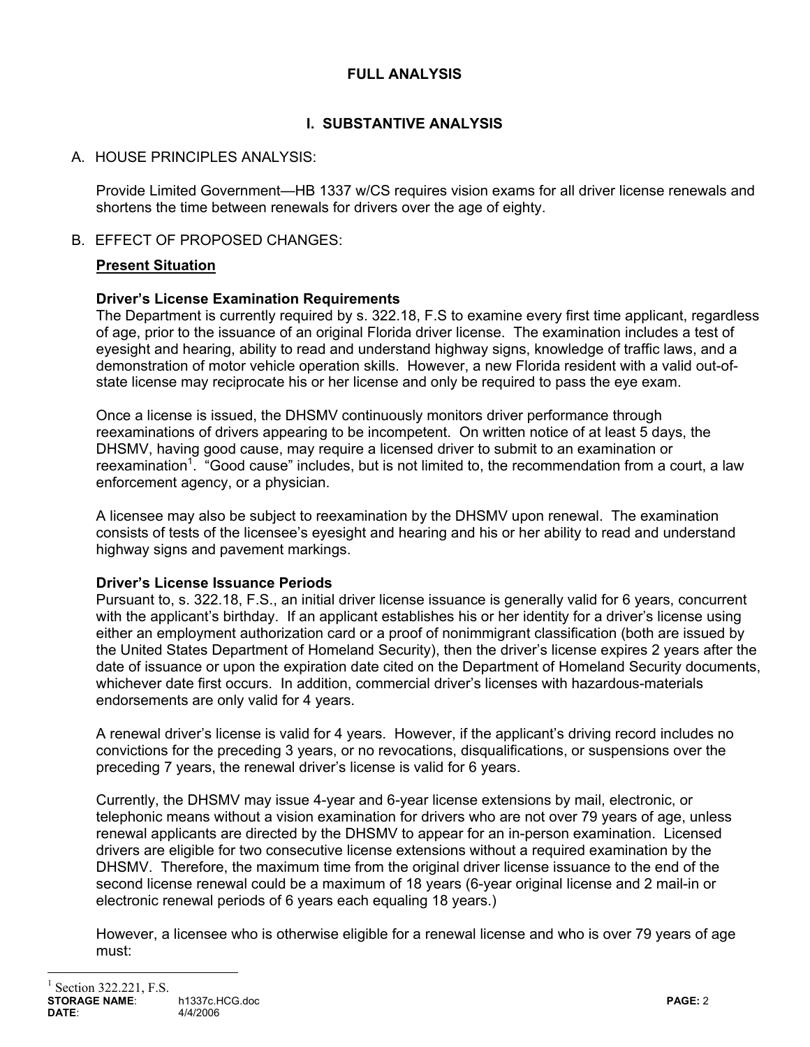# FULL ANALYSIS

## I. SUBSTANTIVE ANALYSIS

A. HOUSE PRINCIPLES ANALYSIS:

Provide Limited Government—HB 1337 w/CS requires vision exams for all driver license renewals and shortens the time between renewals for drivers over the age of eighty.

B. EFFECT OF PROPOSED CHANGES:

**Present Situation**

**Driver's License Examination Requirements**

The Department is currently required by s. 322.18, F.S to examine every first time applicant, regardless of age, prior to the issuance of an original Florida driver license. The examination includes a test of eyesight and hearing, ability to read and understand highway signs, knowledge of traffic laws, and a demonstration of motor vehicle operation skills. However, a new Florida resident with a valid out-of-state license may reciprocate his or her license and only be required to pass the eye exam.

Once a license is issued, the DHSMV continuously monitors driver performance through reexaminations of drivers appearing to be incompetent. On written notice of at least 5 days, the DHSMV, having good cause, may require a licensed driver to submit to an examination or reexamination[1]. "Good cause" includes, but is not limited to, the recommendation from a court, a law enforcement agency, or a physician.

A licensee may also be subject to reexamination by the DHSMV upon renewal. The examination consists of tests of the licensee's eyesight and hearing and his or her ability to read and understand highway signs and pavement markings.

**Driver's License Issuance Periods**

Pursuant to, s. 322.18, F.S., an initial driver license issuance is generally valid for 6 years, concurrent with the applicant's birthday. If an applicant establishes his or her identity for a driver's license using either an employment authorization card or a proof of nonimmigrant classification (both are issued by the United States Department of Homeland Security), then the driver's license expires 2 years after the date of issuance or upon the expiration date cited on the Department of Homeland Security documents, whichever date first occurs. In addition, commercial driver's licenses with hazardous-materials endorsements are only valid for 4 years.

A renewal driver's license is valid for 4 years. However, if the applicant's driving record includes no convictions for the preceding 3 years, or no revocations, disqualifications, or suspensions over the preceding 7 years, the renewal driver's license is valid for 6 years.

Currently, the DHSMV may issue 4-year and 6-year license extensions by mail, electronic, or telephonic means without a vision examination for drivers who are not over 79 years of age, unless renewal applicants are directed by the DHSMV to appear for an in-person examination. Licensed drivers are eligible for two consecutive license extensions without a required examination by the DHSMV. Therefore, the maximum time from the original driver license issuance to the end of the second license renewal could be a maximum of 18 years (6-year original license and 2 mail-in or electronic renewal periods of 6 years each equaling 18 years.)

However, a licensee who is otherwise eligible for a renewal license and who is over 79 years of age must:

---

[1] Section 322.221, F.S.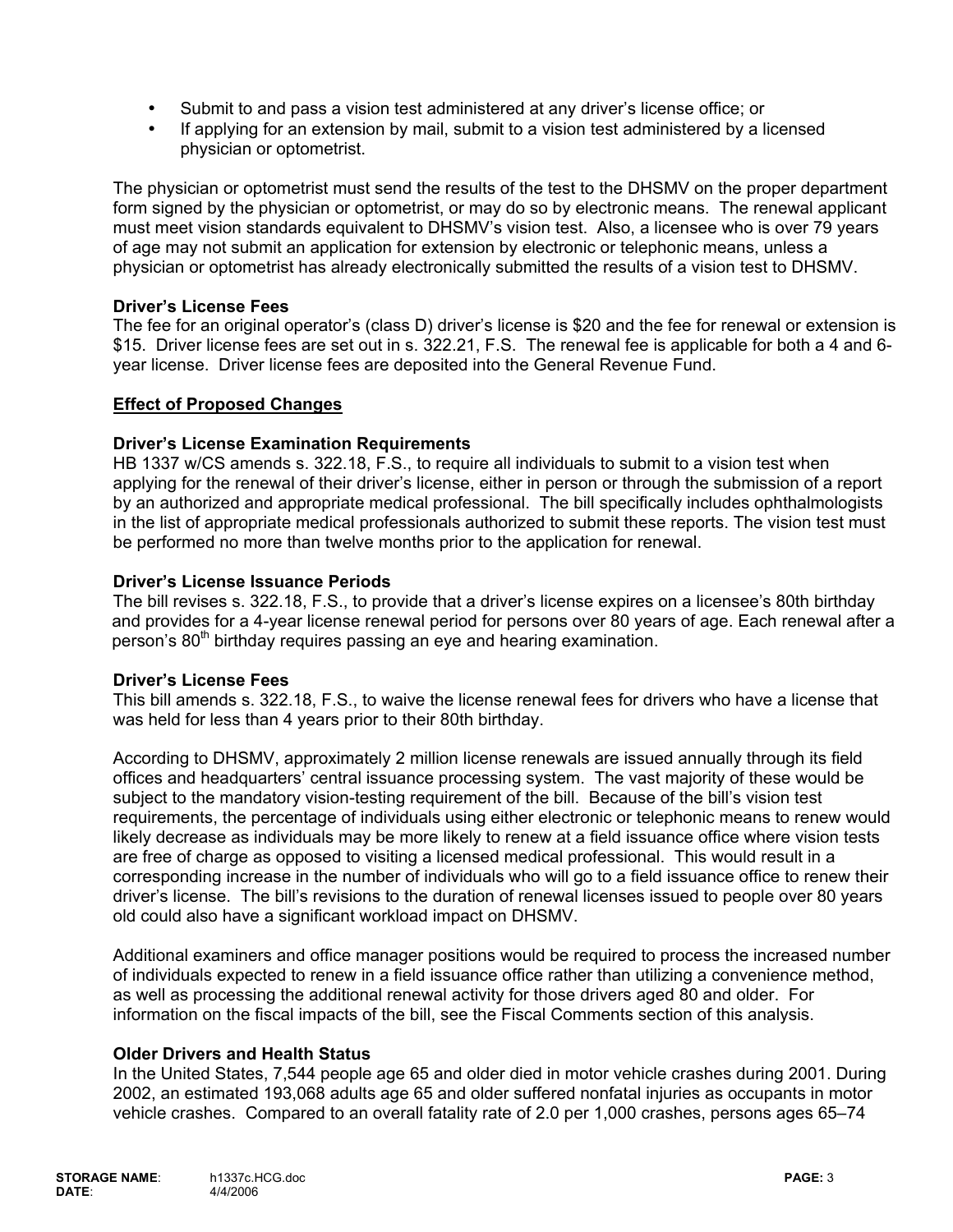- Submit to and pass a vision test administered at any driver's license office; or
- If applying for an extension by mail, submit to a vision test administered by a licensed physician or optometrist.

The physician or optometrist must send the results of the test to the DHSMV on the proper department form signed by the physician or optometrist, or may do so by electronic means. The renewal applicant must meet vision standards equivalent to DHSMV's vision test. Also, a licensee who is over 79 years of age may not submit an application for extension by electronic or telephonic means, unless a physician or optometrist has already electronically submitted the results of a vision test to DHSMV.

**Driver's License Fees**

The fee for an original operator's (class D) driver's license is $20 and the fee for renewal or extension is $15. Driver license fees are set out in s. 322.21, F.S. The renewal fee is applicable for both a 4 and 6-year license. Driver license fees are deposited into the General Revenue Fund.

**Effect of Proposed Changes**

**Driver's License Examination Requirements**

HB 1337 w/CS amends s. 322.18, F.S., to require all individuals to submit to a vision test when applying for the renewal of their driver's license, either in person or through the submission of a report by an authorized and appropriate medical professional. The bill specifically includes ophthalmologists in the list of appropriate medical professionals authorized to submit these reports. The vision test must be performed no more than twelve months prior to the application for renewal.

**Driver's License Issuance Periods**

The bill revises s. 322.18, F.S., to provide that a driver's license expires on a licensee's 80th birthday and provides for a 4-year license renewal period for persons over 80 years of age. Each renewal after a person's 80th birthday requires passing an eye and hearing examination.

**Driver's License Fees**

This bill amends s. 322.18, F.S., to waive the license renewal fees for drivers who have a license that was held for less than 4 years prior to their 80th birthday.

According to DHSMV, approximately 2 million license renewals are issued annually through its field offices and headquarters' central issuance processing system. The vast majority of these would be subject to the mandatory vision-testing requirement of the bill. Because of the bill's vision test requirements, the percentage of individuals using either electronic or telephonic means to renew would likely decrease as individuals may be more likely to renew at a field issuance office where vision tests are free of charge as opposed to visiting a licensed medical professional. This would result in a corresponding increase in the number of individuals who will go to a field issuance office to renew their driver's license. The bill's revisions to the duration of renewal licenses issued to people over 80 years old could also have a significant workload impact on DHSMV.

Additional examiners and office manager positions would be required to process the increased number of individuals expected to renew in a field issuance office rather than utilizing a convenience method, as well as processing the additional renewal activity for those drivers aged 80 and older. For information on the fiscal impacts of the bill, see the Fiscal Comments section of this analysis.

**Older Drivers and Health Status**

In the United States, 7,544 people age 65 and older died in motor vehicle crashes during 2001. During 2002, an estimated 193,068 adults age 65 and older suffered nonfatal injuries as occupants in motor vehicle crashes. Compared to an overall fatality rate of 2.0 per 1,000 crashes, persons ages 65–74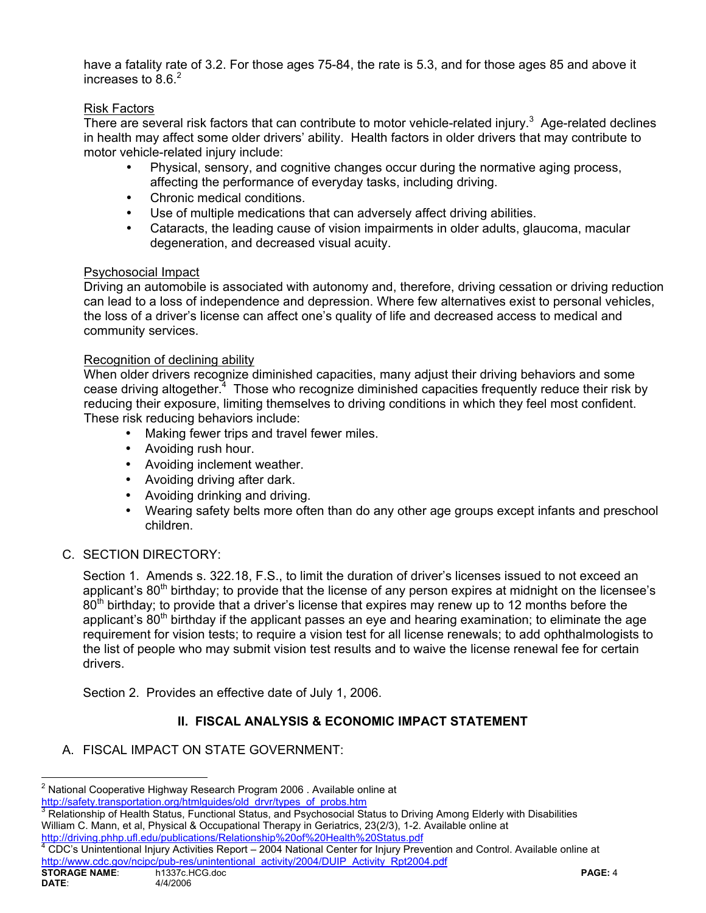have a fatality rate of 3.2. For those ages 75-84, the rate is 5.3, and for those ages 85 and above it increases to 8.6.[2]

Risk Factors

There are several risk factors that can contribute to motor vehicle-related injury.[3] Age-related declines in health may affect some older drivers' ability. Health factors in older drivers that may contribute to motor vehicle-related injury include:

- Physical, sensory, and cognitive changes occur during the normative aging process, affecting the performance of everyday tasks, including driving.
- Chronic medical conditions.
- Use of multiple medications that can adversely affect driving abilities.
- Cataracts, the leading cause of vision impairments in older adults, glaucoma, macular degeneration, and decreased visual acuity.

Psychosocial Impact

Driving an automobile is associated with autonomy and, therefore, driving cessation or driving reduction can lead to a loss of independence and depression. Where few alternatives exist to personal vehicles, the loss of a driver's license can affect one's quality of life and decreased access to medical and community services.

Recognition of declining ability

When older drivers recognize diminished capacities, many adjust their driving behaviors and some cease driving altogether.[4] Those who recognize diminished capacities frequently reduce their risk by reducing their exposure, limiting themselves to driving conditions in which they feel most confident. These risk reducing behaviors include:

- Making fewer trips and travel fewer miles.
- Avoiding rush hour.
- Avoiding inclement weather.
- Avoiding driving after dark.
- Avoiding drinking and driving.
- Wearing safety belts more often than do any other age groups except infants and preschool children.

C. SECTION DIRECTORY:

Section 1. Amends s. 322.18, F.S., to limit the duration of driver's licenses issued to not exceed an applicant's 80th birthday; to provide that the license of any person expires at midnight on the licensee's 80th birthday; to provide that a driver's license that expires may renew up to 12 months before the applicant's 80th birthday if the applicant passes an eye and hearing examination; to eliminate the age requirement for vision tests; to require a vision test for all license renewals; to add ophthalmologists to the list of people who may submit vision test results and to waive the license renewal fee for certain drivers.

Section 2. Provides an effective date of July 1, 2006.

## II. FISCAL ANALYSIS & ECONOMIC IMPACT STATEMENT

A. FISCAL IMPACT ON STATE GOVERNMENT:

---

[2] National Cooperative Highway Research Program 2006 . Available online at http://safety.transportation.org/htmlguides/old_drvr/types_of_probs.htm

[3] Relationship of Health Status, Functional Status, and Psychosocial Status to Driving Among Elderly with Disabilities William C. Mann, et al, Physical & Occupational Therapy in Geriatrics, 23(2/3), 1-2. Available online at http://driving.phhp.ufl.edu/publications/Relationship%20of%20Health%20Status.pdf

[4] CDC's Unintentional Injury Activities Report – 2004 National Center for Injury Prevention and Control. Available online at http://www.cdc.gov/ncipc/pub-res/unintentional_activity/2004/DUIP_Activity_Rpt2004.pdf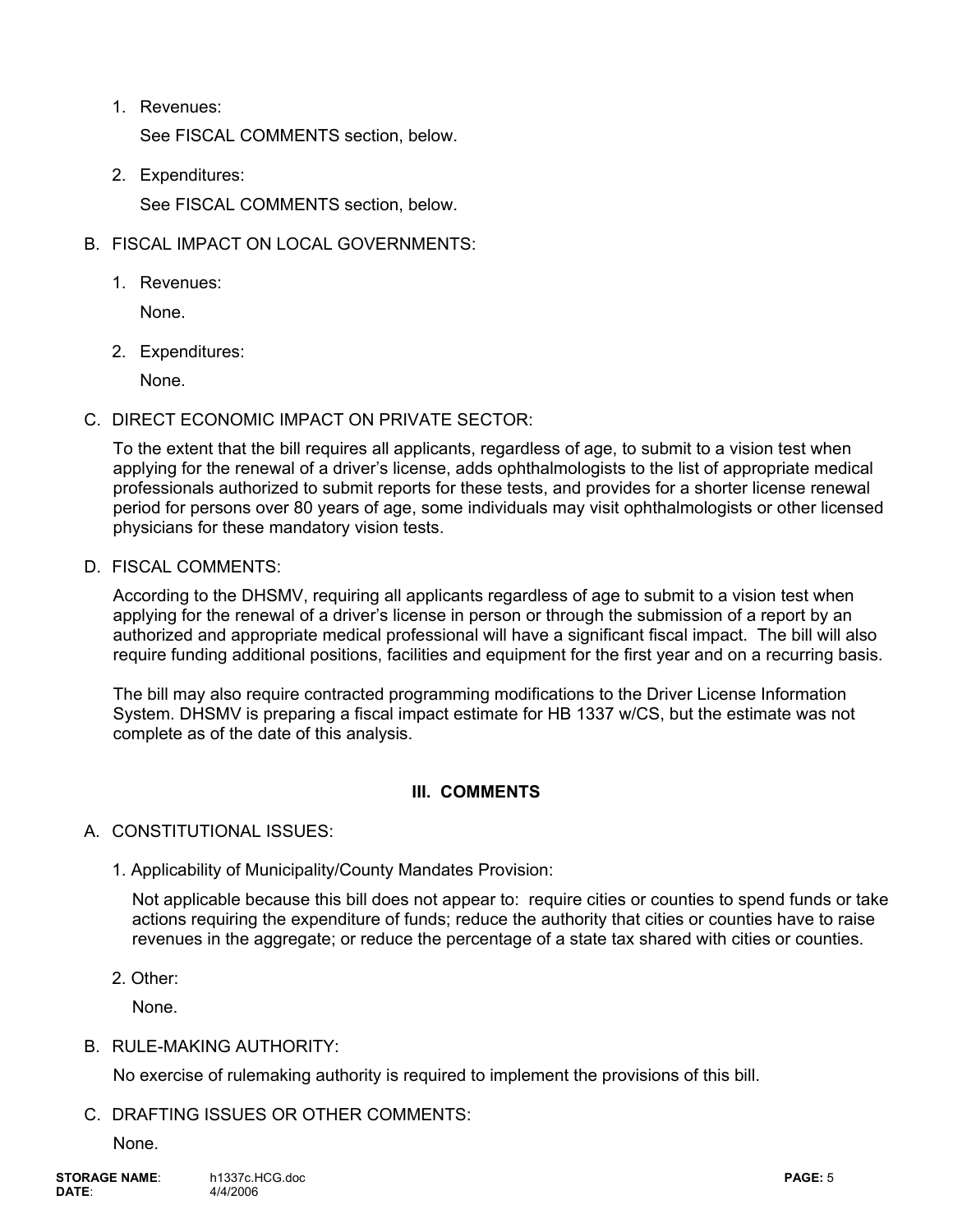1. Revenues:

   See FISCAL COMMENTS section, below.

2. Expenditures:

   See FISCAL COMMENTS section, below.

B. FISCAL IMPACT ON LOCAL GOVERNMENTS:

1. Revenues:

   None.

2. Expenditures:

   None.

C. DIRECT ECONOMIC IMPACT ON PRIVATE SECTOR:

To the extent that the bill requires all applicants, regardless of age, to submit to a vision test when applying for the renewal of a driver's license, adds ophthalmologists to the list of appropriate medical professionals authorized to submit reports for these tests, and provides for a shorter license renewal period for persons over 80 years of age, some individuals may visit ophthalmologists or other licensed physicians for these mandatory vision tests.

D. FISCAL COMMENTS:

According to the DHSMV, requiring all applicants regardless of age to submit to a vision test when applying for the renewal of a driver's license in person or through the submission of a report by an authorized and appropriate medical professional will have a significant fiscal impact. The bill will also require funding additional positions, facilities and equipment for the first year and on a recurring basis.

The bill may also require contracted programming modifications to the Driver License Information System. DHSMV is preparing a fiscal impact estimate for HB 1337 w/CS, but the estimate was not complete as of the date of this analysis.

## III. COMMENTS

A. CONSTITUTIONAL ISSUES:

1. Applicability of Municipality/County Mandates Provision:

   Not applicable because this bill does not appear to: require cities or counties to spend funds or take actions requiring the expenditure of funds; reduce the authority that cities or counties have to raise revenues in the aggregate; or reduce the percentage of a state tax shared with cities or counties.

2. Other:

   None.

B. RULE-MAKING AUTHORITY:

No exercise of rulemaking authority is required to implement the provisions of this bill.

C. DRAFTING ISSUES OR OTHER COMMENTS:

None.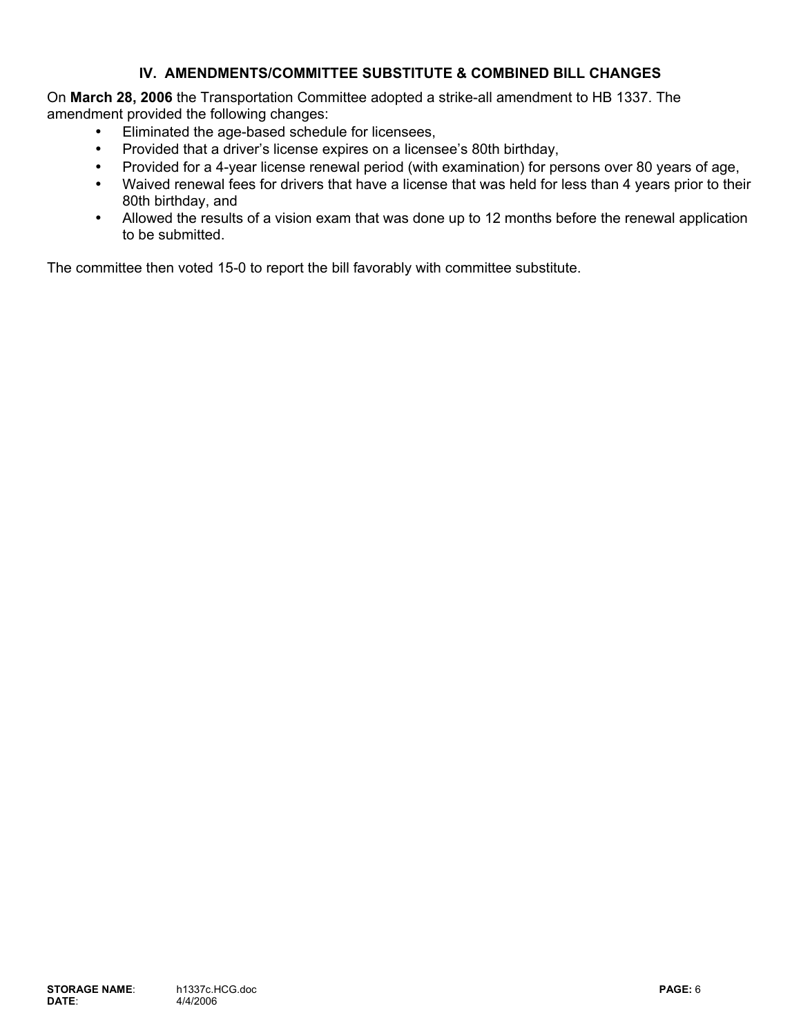## IV. AMENDMENTS/COMMITTEE SUBSTITUTE & COMBINED BILL CHANGES

On **March 28, 2006** the Transportation Committee adopted a strike-all amendment to HB 1337. The amendment provided the following changes:

- Eliminated the age-based schedule for licensees,
- Provided that a driver's license expires on a licensee's 80th birthday,
- Provided for a 4-year license renewal period (with examination) for persons over 80 years of age,
- Waived renewal fees for drivers that have a license that was held for less than 4 years prior to their 80th birthday, and
- Allowed the results of a vision exam that was done up to 12 months before the renewal application to be submitted.

The committee then voted 15-0 to report the bill favorably with committee substitute.